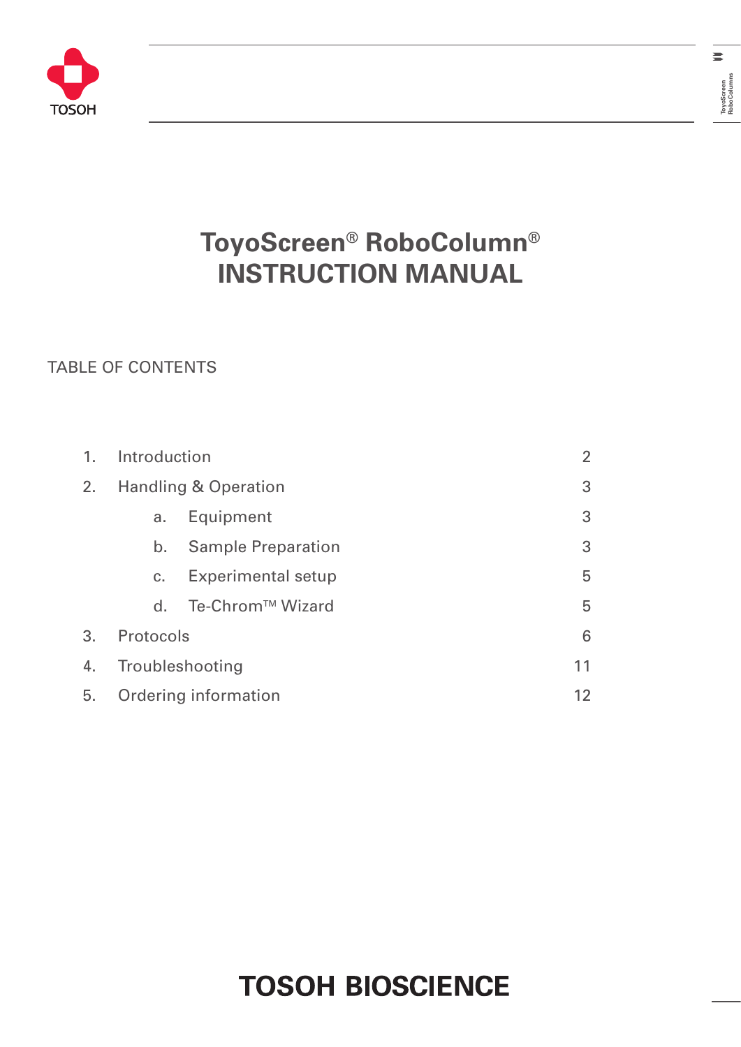# ToyoScreen® RoboColumn® INSTRUCTION MANUAL

TABLE OF CONTENTS

| | | |
|---|---|---|
| 1. | Introduction | 2 |
| 2. | Handling & Operation | 3 |
| | a. Equipment | 3 |
| | b. Sample Preparation | 3 |
| | c. Experimental setup | 5 |
| | d. Te-Chrom™ Wizard | 5 |
| 3. | Protocols | 6 |
| 4. | Troubleshooting | 11 |
| 5. | Ordering information | 12 |

TOSOH BIOSCIENCE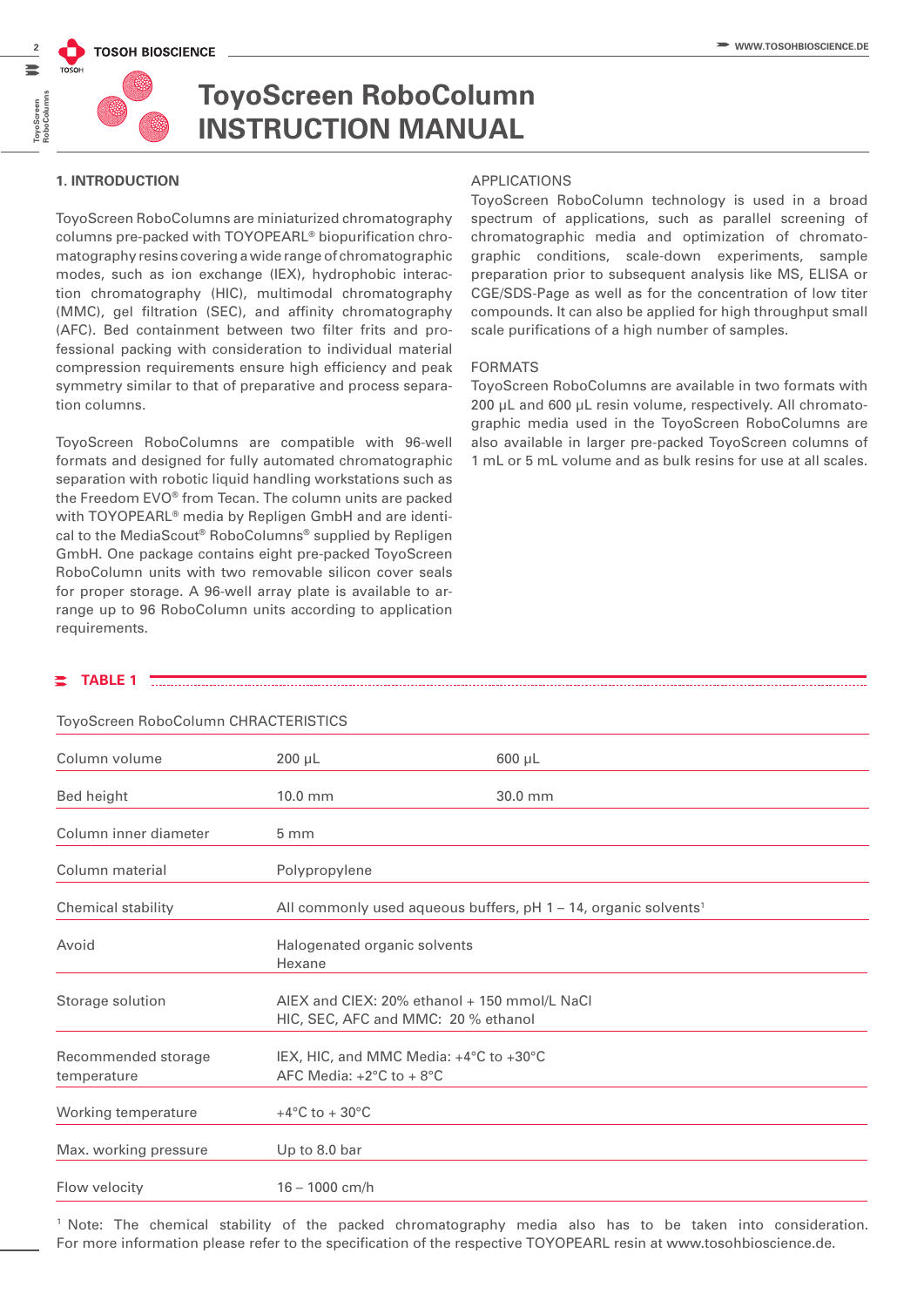# ToyoScreen RoboColumn INSTRUCTION MANUAL

## 1. INTRODUCTION

ToyoScreen RoboColumns are miniaturized chromatography columns pre-packed with TOYOPEARL® biopurification chromatography resins covering a wide range of chromatographic modes, such as ion exchange (IEX), hydrophobic interaction chromatography (HIC), multimodal chromatography (MMC), gel filtration (SEC), and affinity chromatography (AFC). Bed containment between two filter frits and professional packing with consideration to individual material compression requirements ensure high efficiency and peak symmetry similar to that of preparative and process separation columns.

ToyoScreen RoboColumns are compatible with 96-well formats and designed for fully automated chromatographic separation with robotic liquid handling workstations such as the Freedom EVO® from Tecan. The column units are packed with TOYOPEARL® media by Repligen GmbH and are identical to the MediaScout® RoboColumns® supplied by Repligen GmbH. One package contains eight pre-packed ToyoScreen RoboColumn units with two removable silicon cover seals for proper storage. A 96-well array plate is available to arrange up to 96 RoboColumn units according to application requirements.

### APPLICATIONS

ToyoScreen RoboColumn technology is used in a broad spectrum of applications, such as parallel screening of chromatographic media and optimization of chromatographic conditions, scale-down experiments, sample preparation prior to subsequent analysis like MS, ELISA or CGE/SDS-Page as well as for the concentration of low titer compounds. It can also be applied for high throughput small scale purifications of a high number of samples.

### FORMATS

ToyoScreen RoboColumns are available in two formats with 200 µL and 600 µL resin volume, respectively. All chromatographic media used in the ToyoScreen RoboColumns are also available in larger pre-packed ToyoScreen columns of 1 mL or 5 mL volume and as bulk resins for use at all scales.

## TABLE 1

ToyoScreen RoboColumn CHRACTERISTICS

| | | |
|---|---|---|
| Column volume | 200 µL | 600 µL |
| Bed height | 10.0 mm | 30.0 mm |
| Column inner diameter | 5 mm | |
| Column material | Polypropylene | |
| Chemical stability | All commonly used aqueous buffers, pH 1 – 14, organic solvents[1] | |
| Avoid | Halogenated organic solvents<br>Hexane | |
| Storage solution | AIEX and CIEX: 20% ethanol + 150 mmol/L NaCl<br>HIC, SEC, AFC and MMC: 20 % ethanol | |
| Recommended storage temperature | IEX, HIC, and MMC Media: +4°C to +30°C<br>AFC Media: +2°C to + 8°C | |
| Working temperature | +4°C to + 30°C | |
| Max. working pressure | Up to 8.0 bar | |
| Flow velocity | 16 – 1000 cm/h | |

[1] Note: The chemical stability of the packed chromatography media also has to be taken into consideration. For more information please refer to the specification of the respective TOYOPEARL resin at www.tosohbioscience.de.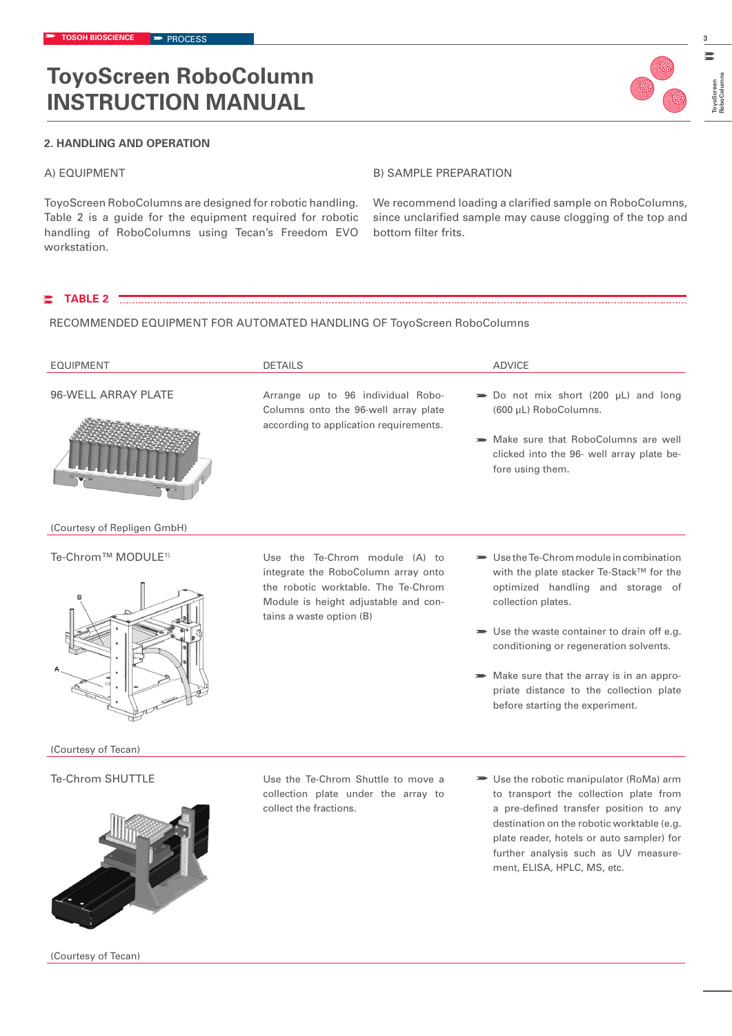# ToyoScreen RoboColumn INSTRUCTION MANUAL

## 2. HANDLING AND OPERATION

### A) EQUIPMENT

ToyoScreen RoboColumns are designed for robotic handling. Table 2 is a guide for the equipment required for robotic handling of RoboColumns using Tecan's Freedom EVO workstation.

### B) SAMPLE PREPARATION

We recommend loading a clarified sample on RoboColumns, since unclarified sample may cause clogging of the top and bottom filter frits.

**TABLE 2**

RECOMMENDED EQUIPMENT FOR AUTOMATED HANDLING OF ToyoScreen RoboColumns

| EQUIPMENT | DETAILS | ADVICE |
|---|---|---|
| 96-WELL ARRAY PLATE (Courtesy of Repligen GmbH) | Arrange up to 96 individual RoboColumns onto the 96-well array plate according to application requirements. | ➤ Do not mix short (200 µL) and long (600 µL) RoboColumns. ➤ Make sure that RoboColumns are well clicked into the 96- well array plate before using them. |
| Te-Chrom™ MODULE[1] (Courtesy of Tecan) | Use the Te-Chrom module (A) to integrate the RoboColumn array onto the robotic worktable. The Te-Chrom Module is height adjustable and contains a waste option (B) | ➤ Use the Te-Chrom module in combination with the plate stacker Te-Stack™ for the optimized handling and storage of collection plates. ➤ Use the waste container to drain off e.g. conditioning or regeneration solvents. ➤ Make sure that the array is in an appropriate distance to the collection plate before starting the experiment. |
| Te-Chrom SHUTTLE (Courtesy of Tecan) | Use the Te-Chrom Shuttle to move a collection plate under the array to collect the fractions. | ➤ Use the robotic manipulator (RoMa) arm to transport the collection plate from a pre-defined transfer position to any destination on the robotic worktable (e.g. plate reader, hotels or auto sampler) for further analysis such as UV measurement, ELISA, HPLC, MS, etc. |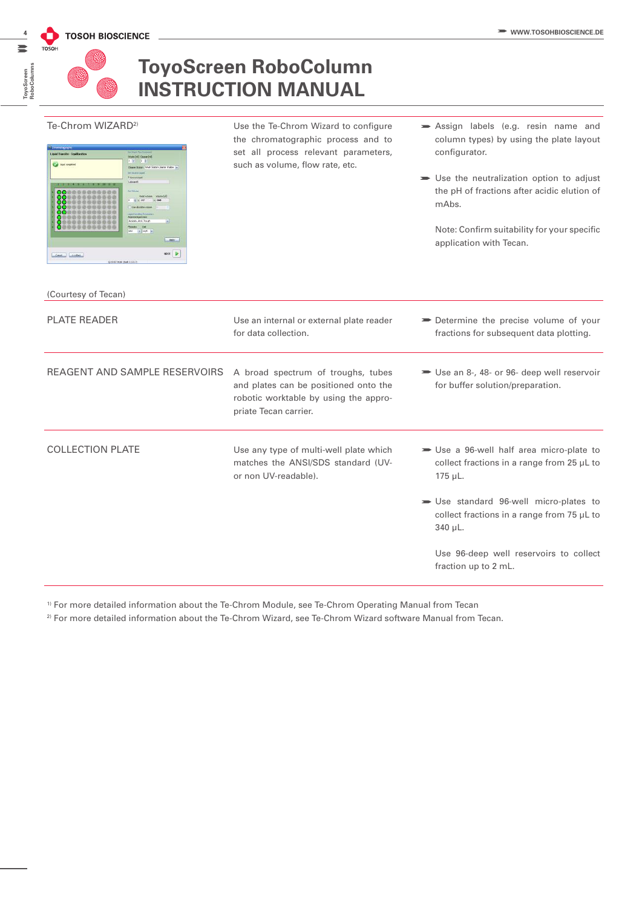# ToyoScreen RoboColumn INSTRUCTION MANUAL

| | | |
|---|---|---|
| Te-Chrom WIZARD[2]<br><br>(Courtesy of Tecan) | Use the Te-Chrom Wizard to configure the chromatographic process and to set all process relevant parameters, such as volume, flow rate, etc. | ➤ Assign labels (e.g. resin name and column types) by using the plate layout configurator.<br><br>➤ Use the neutralization option to adjust the pH of fractions after acidic elution of mAbs.<br><br>Note: Confirm suitability for your specific application with Tecan. |
| PLATE READER | Use an internal or external plate reader for data collection. | ➤ Determine the precise volume of your fractions for subsequent data plotting. |
| REAGENT AND SAMPLE RESERVOIRS | A broad spectrum of troughs, tubes and plates can be positioned onto the robotic worktable by using the appropriate Tecan carrier. | ➤ Use an 8-, 48- or 96- deep well reservoir for buffer solution/preparation. |
| COLLECTION PLATE | Use any type of multi-well plate which matches the ANSI/SDS standard (UV- or non UV-readable). | ➤ Use a 96-well half area micro-plate to collect fractions in a range from 25 µL to 175 µL.<br><br>➤ Use standard 96-well micro-plates to collect fractions in a range from 75 µL to 340 µL.<br><br>Use 96-deep well reservoirs to collect fraction up to 2 mL. |

[1] For more detailed information about the Te-Chrom Module, see Te-Chrom Operating Manual from Tecan

[2] For more detailed information about the Te-Chrom Wizard, see Te-Chrom Wizard software Manual from Tecan.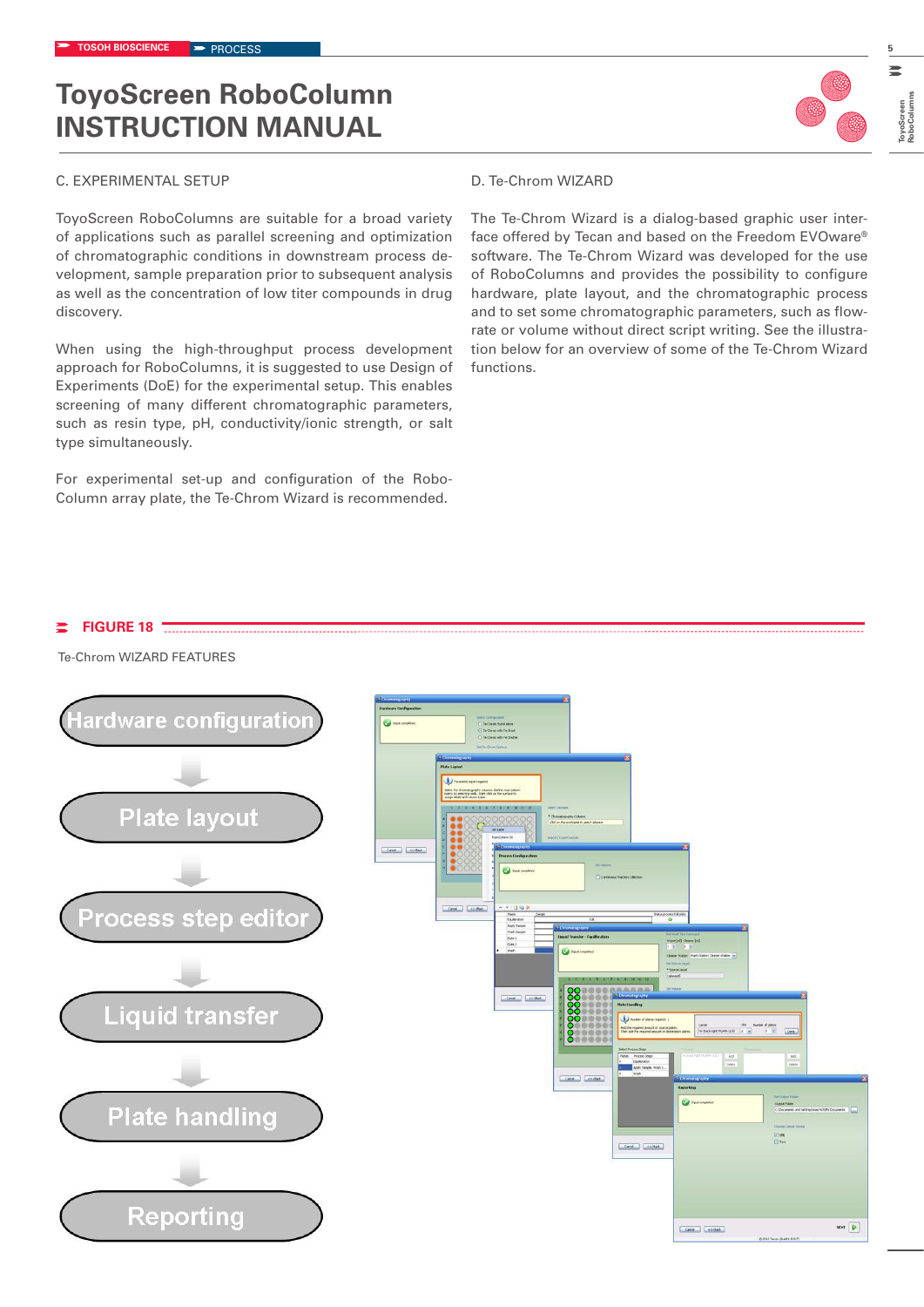# ToyoScreen RoboColumn INSTRUCTION MANUAL

## C. EXPERIMENTAL SETUP

ToyoScreen RoboColumns are suitable for a broad variety of applications such as parallel screening and optimization of chromatographic conditions in downstream process development, sample preparation prior to subsequent analysis as well as the concentration of low titer compounds in drug discovery.

When using the high-throughput process development approach for RoboColumns, it is suggested to use Design of Experiments (DoE) for the experimental setup. This enables screening of many different chromatographic parameters, such as resin type, pH, conductivity/ionic strength, or salt type simultaneously.

For experimental set-up and configuration of the RoboColumn array plate, the Te-Chrom Wizard is recommended.

## D. Te-Chrom WIZARD

The Te-Chrom Wizard is a dialog-based graphic user interface offered by Tecan and based on the Freedom EVOware® software. The Te-Chrom Wizard was developed for the use of RoboColumns and provides the possibility to configure hardware, plate layout, and the chromatographic process and to set some chromatographic parameters, such as flowrate or volume without direct script writing. See the illustration below for an overview of some of the Te-Chrom Wizard functions.

**FIGURE 18**

Te-Chrom WIZARD FEATURES

Hardware configuration → Plate layout → Process step editor → Liquid transfer → Plate handling → Reporting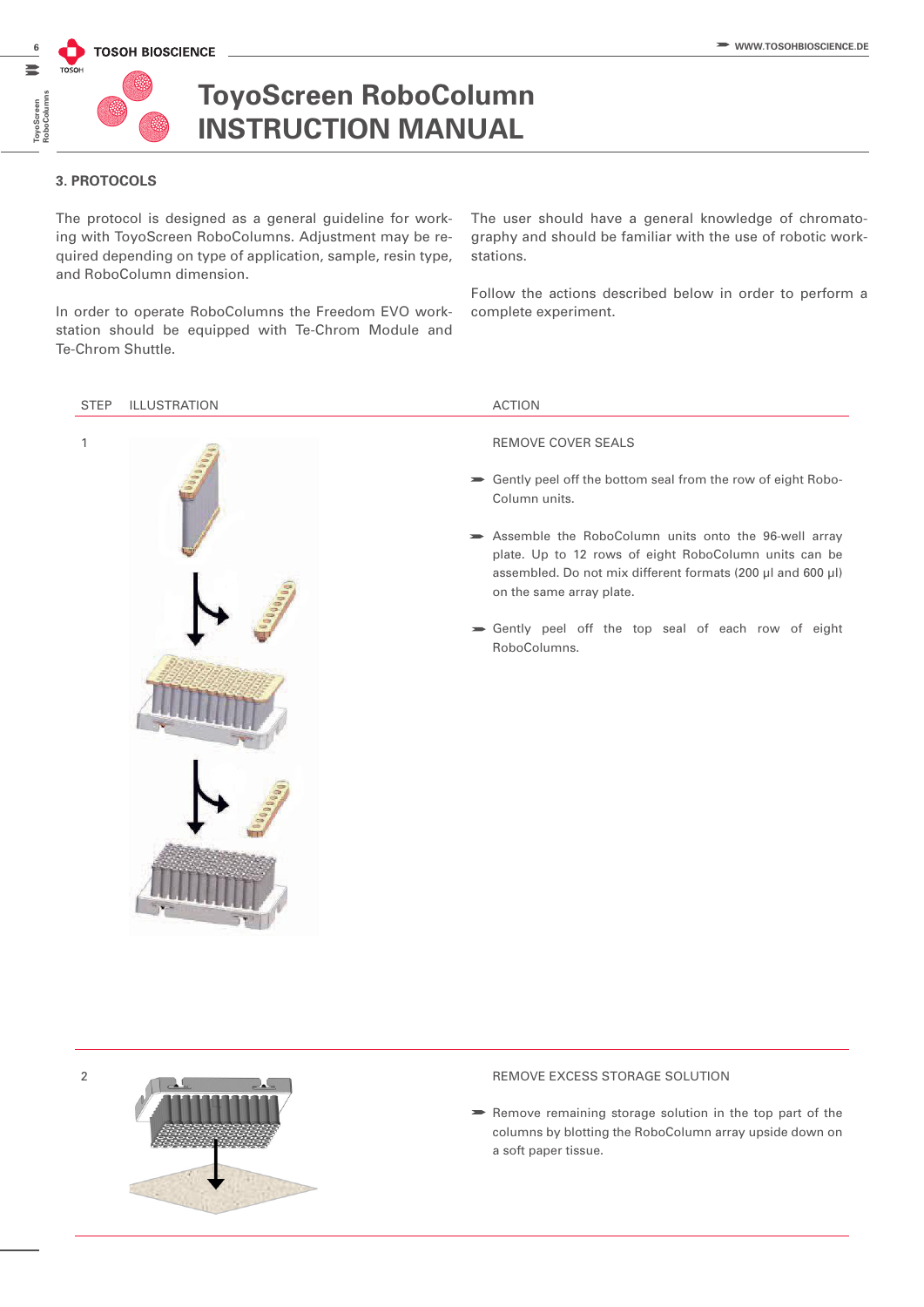# ToyoScreen RoboColumn INSTRUCTION MANUAL

## 3. PROTOCOLS

The protocol is designed as a general guideline for working with ToyoScreen RoboColumns. Adjustment may be required depending on type of application, sample, resin type, and RoboColumn dimension.

In order to operate RoboColumns the Freedom EVO workstation should be equipped with Te-Chrom Module and Te-Chrom Shuttle.

The user should have a general knowledge of chromatography and should be familiar with the use of robotic workstations.

Follow the actions described below in order to perform a complete experiment.

| STEP | ILLUSTRATION | ACTION |
|---|---|---|
| 1 | | REMOVE COVER SEALS<br>➢ Gently peel off the bottom seal from the row of eight RoboColumn units.<br>➢ Assemble the RoboColumn units onto the 96-well array plate. Up to 12 rows of eight RoboColumn units can be assembled. Do not mix different formats (200 µl and 600 µl) on the same array plate.<br>➢ Gently peel off the top seal of each row of eight RoboColumns. |
| 2 | | REMOVE EXCESS STORAGE SOLUTION<br>➢ Remove remaining storage solution in the top part of the columns by blotting the RoboColumn array upside down on a soft paper tissue. |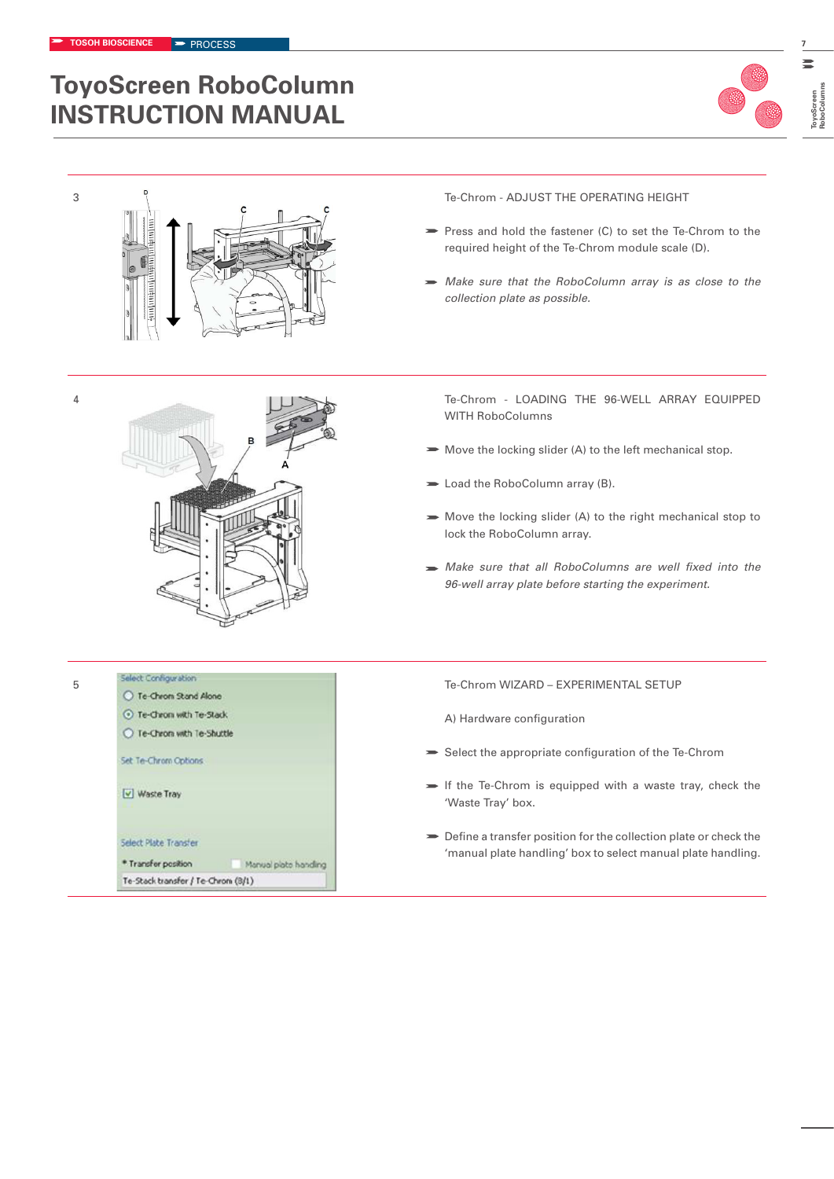# ToyoScreen RoboColumn INSTRUCTION MANUAL

3

Te-Chrom - ADJUST THE OPERATING HEIGHT

- Press and hold the fastener (C) to set the Te-Chrom to the required height of the Te-Chrom module scale (D).
- *Make sure that the RoboColumn array is as close to the collection plate as possible.*

4

Te-Chrom - LOADING THE 96-WELL ARRAY EQUIPPED WITH RoboColumns

- Move the locking slider (A) to the left mechanical stop.
- Load the RoboColumn array (B).
- Move the locking slider (A) to the right mechanical stop to lock the RoboColumn array.
- *Make sure that all RoboColumns are well fixed into the 96-well array plate before starting the experiment.*

5

Select Configuration
- Te-Chrom Stand Alone
- Te-Chrom with Te-Stack
- Te-Chrom with Te-Shuttle

Set Te-Chrom Options
- Waste Tray

Select Plate Transfer
* Transfer position — Manual plate handling
Te-Stack transfer / Te-Chrom (8/1)

Te-Chrom WIZARD – EXPERIMENTAL SETUP

A) Hardware configuration

- Select the appropriate configuration of the Te-Chrom
- If the Te-Chrom is equipped with a waste tray, check the ‘Waste Tray’ box.
- Define a transfer position for the collection plate or check the ‘manual plate handling’ box to select manual plate handling.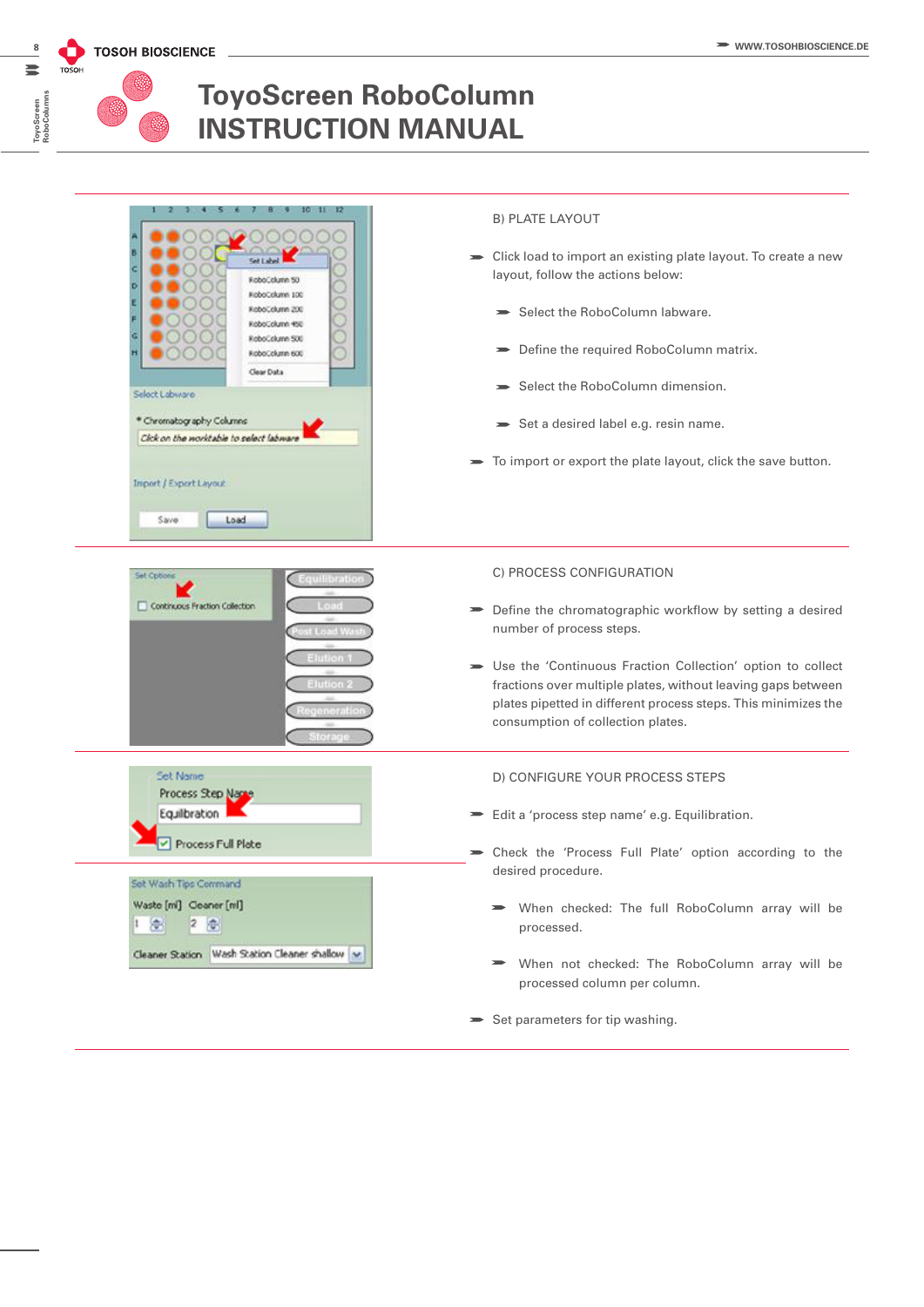# ToyoScreen RoboColumn INSTRUCTION MANUAL

B) PLATE LAYOUT

- Click load to import an existing plate layout. To create a new layout, follow the actions below:
  - Select the RoboColumn labware.
  - Define the required RoboColumn matrix.
  - Select the RoboColumn dimension.
  - Set a desired label e.g. resin name.
- To import or export the plate layout, click the save button.

C) PROCESS CONFIGURATION

- Define the chromatographic workflow by setting a desired number of process steps.
- Use the 'Continuous Fraction Collection' option to collect fractions over multiple plates, without leaving gaps between plates pipetted in different process steps. This minimizes the consumption of collection plates.

D) CONFIGURE YOUR PROCESS STEPS

- Edit a 'process step name' e.g. Equilibration.
- Check the 'Process Full Plate' option according to the desired procedure.
  - When checked: The full RoboColumn array will be processed.
  - When not checked: The RoboColumn array will be processed column per column.
- Set parameters for tip washing.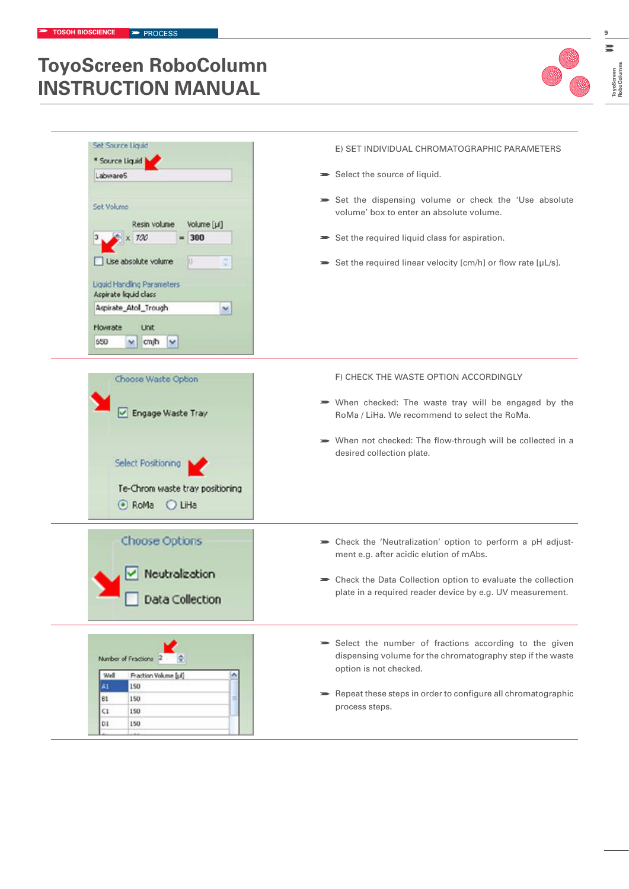# ToyoScreen RoboColumn INSTRUCTION MANUAL

E) SET INDIVIDUAL CHROMATOGRAPHIC PARAMETERS

- Select the source of liquid.
- Set the dispensing volume or check the 'Use absolute volume' box to enter an absolute volume.
- Set the required liquid class for aspiration.
- Set the required linear velocity [cm/h] or flow rate [µL/s].

F) CHECK THE WASTE OPTION ACCORDINGLY

- When checked: The waste tray will be engaged by the RoMa / LiHa. We recommend to select the RoMa.
- When not checked: The flow-through will be collected in a desired collection plate.

- Check the 'Neutralization' option to perform a pH adjustment e.g. after acidic elution of mAbs.
- Check the Data Collection option to evaluate the collection plate in a required reader device by e.g. UV measurement.

- Select the number of fractions according to the given dispensing volume for the chromatography step if the waste option is not checked.
- Repeat these steps in order to configure all chromatographic process steps.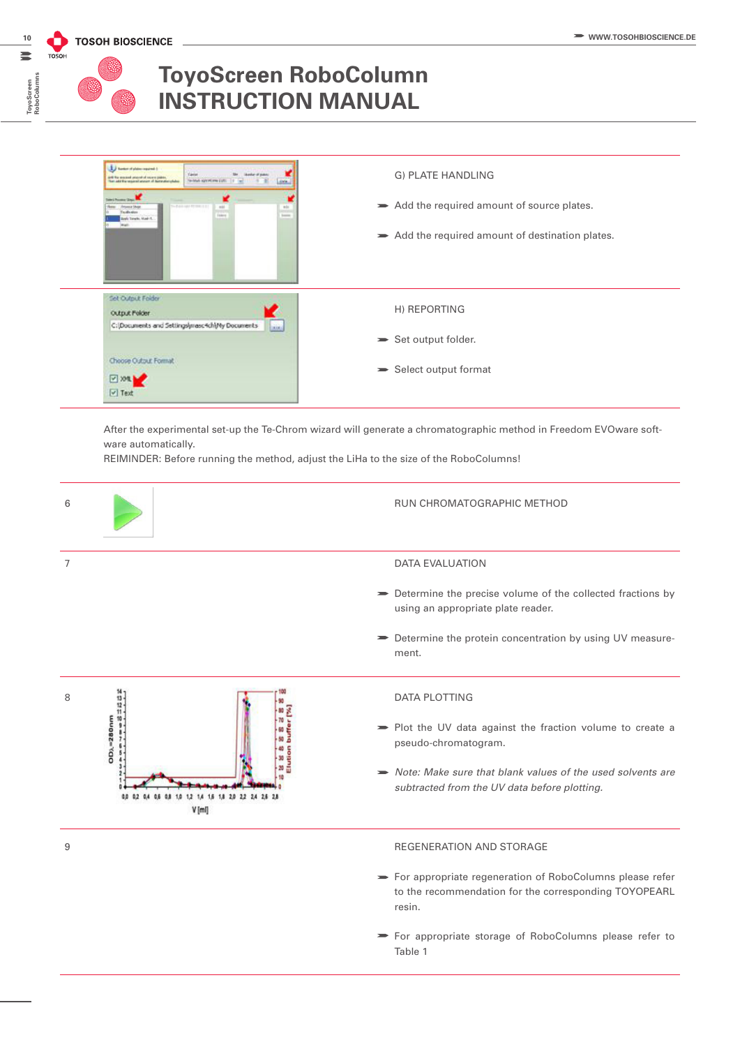# ToyoScreen RoboColumn INSTRUCTION MANUAL

G) PLATE HANDLING

- Add the required amount of source plates.
- Add the required amount of destination plates.

H) REPORTING

- Set output folder.
- Select output format

After the experimental set-up the Te-Chrom wizard will generate a chromatographic method in Freedom EVOware software automatically.
REIMINDER: Before running the method, adjust the LiHa to the size of the RoboColumns!

6 RUN CHROMATOGRAPHIC METHOD

7 DATA EVALUATION

- Determine the precise volume of the collected fractions by using an appropriate plate reader.
- Determine the protein concentration by using UV measurement.

8 DATA PLOTTING

- Plot the UV data against the fraction volume to create a pseudo-chromatogram.
- *Note: Make sure that blank values of the used solvents are subtracted from the UV data before plotting.*

9 REGENERATION AND STORAGE

- For appropriate regeneration of RoboColumns please refer to the recommendation for the corresponding TOYOPEARL resin.
- For appropriate storage of RoboColumns please refer to Table 1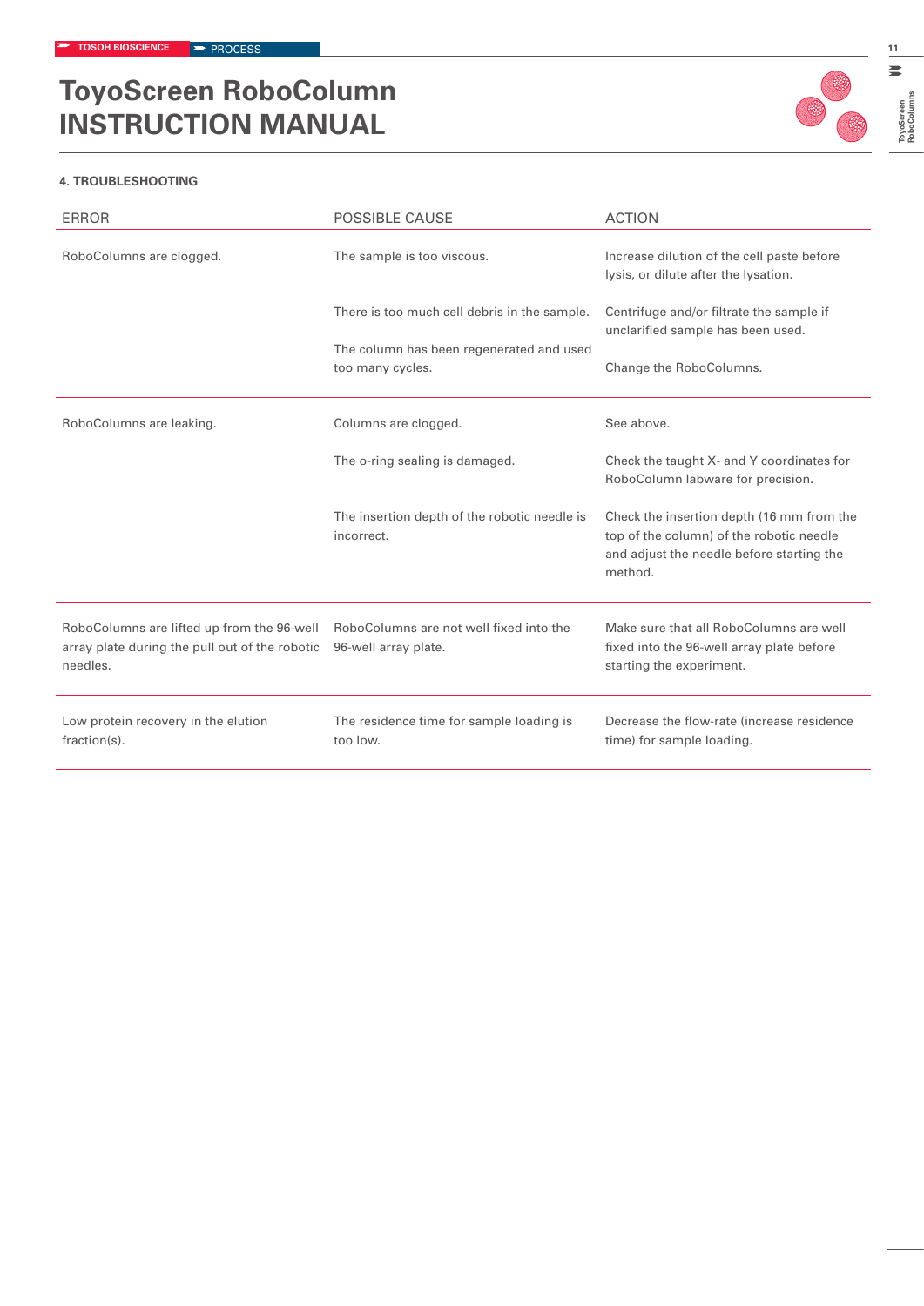# ToyoScreen RoboColumn INSTRUCTION MANUAL

#### 4. TROUBLESHOOTING

| ERROR | POSSIBLE CAUSE | ACTION |
| --- | --- | --- |
| RoboColumns are clogged. | The sample is too viscous. | Increase dilution of the cell paste before lysis, or dilute after the lysation. |
| | There is too much cell debris in the sample. | Centrifuge and/or filtrate the sample if unclarified sample has been used. |
| | The column has been regenerated and used too many cycles. | Change the RoboColumns. |
| RoboColumns are leaking. | Columns are clogged. | See above. |
| | The o-ring sealing is damaged. | Check the taught X- and Y coordinates for RoboColumn labware for precision. |
| | The insertion depth of the robotic needle is incorrect. | Check the insertion depth (16 mm from the top of the column) of the robotic needle and adjust the needle before starting the method. |
| RoboColumns are lifted up from the 96-well array plate during the pull out of the robotic needles. | RoboColumns are not well fixed into the 96-well array plate. | Make sure that all RoboColumns are well fixed into the 96-well array plate before starting the experiment. |
| Low protein recovery in the elution fraction(s). | The residence time for sample loading is too low. | Decrease the flow-rate (increase residence time) for sample loading. |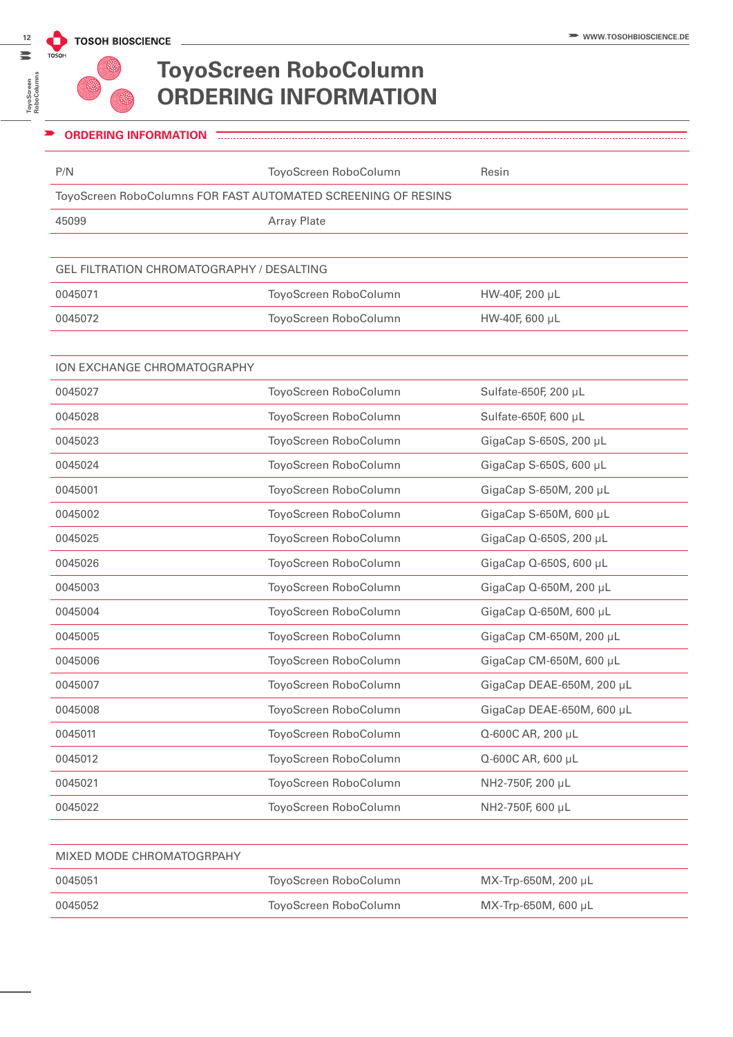# ToyoScreen RoboColumn ORDERING INFORMATION

## ORDERING INFORMATION

| P/N | ToyoScreen RoboColumn | Resin |
|---|---|---|
| ToyoScreen RoboColumns FOR FAST AUTOMATED SCREENING OF RESINS | | |
| 45099 | Array Plate | |
| | | |
| GEL FILTRATION CHROMATOGRAPHY / DESALTING | | |
| 0045071 | ToyoScreen RoboColumn | HW-40F, 200 µL |
| 0045072 | ToyoScreen RoboColumn | HW-40F, 600 µL |
| | | |
| ION EXCHANGE CHROMATOGRAPHY | | |
| 0045027 | ToyoScreen RoboColumn | Sulfate-650F, 200 µL |
| 0045028 | ToyoScreen RoboColumn | Sulfate-650F, 600 µL |
| 0045023 | ToyoScreen RoboColumn | GigaCap S-650S, 200 µL |
| 0045024 | ToyoScreen RoboColumn | GigaCap S-650S, 600 µL |
| 0045001 | ToyoScreen RoboColumn | GigaCap S-650M, 200 µL |
| 0045002 | ToyoScreen RoboColumn | GigaCap S-650M, 600 µL |
| 0045025 | ToyoScreen RoboColumn | GigaCap Q-650S, 200 µL |
| 0045026 | ToyoScreen RoboColumn | GigaCap Q-650S, 600 µL |
| 0045003 | ToyoScreen RoboColumn | GigaCap Q-650M, 200 µL |
| 0045004 | ToyoScreen RoboColumn | GigaCap Q-650M, 600 µL |
| 0045005 | ToyoScreen RoboColumn | GigaCap CM-650M, 200 µL |
| 0045006 | ToyoScreen RoboColumn | GigaCap CM-650M, 600 µL |
| 0045007 | ToyoScreen RoboColumn | GigaCap DEAE-650M, 200 µL |
| 0045008 | ToyoScreen RoboColumn | GigaCap DEAE-650M, 600 µL |
| 0045011 | ToyoScreen RoboColumn | Q-600C AR, 200 µL |
| 0045012 | ToyoScreen RoboColumn | Q-600C AR, 600 µL |
| 0045021 | ToyoScreen RoboColumn | NH2-750F, 200 µL |
| 0045022 | ToyoScreen RoboColumn | NH2-750F, 600 µL |
| | | |
| MIXED MODE CHROMATOGRPAHY | | |
| 0045051 | ToyoScreen RoboColumn | MX-Trp-650M, 200 µL |
| 0045052 | ToyoScreen RoboColumn | MX-Trp-650M, 600 µL |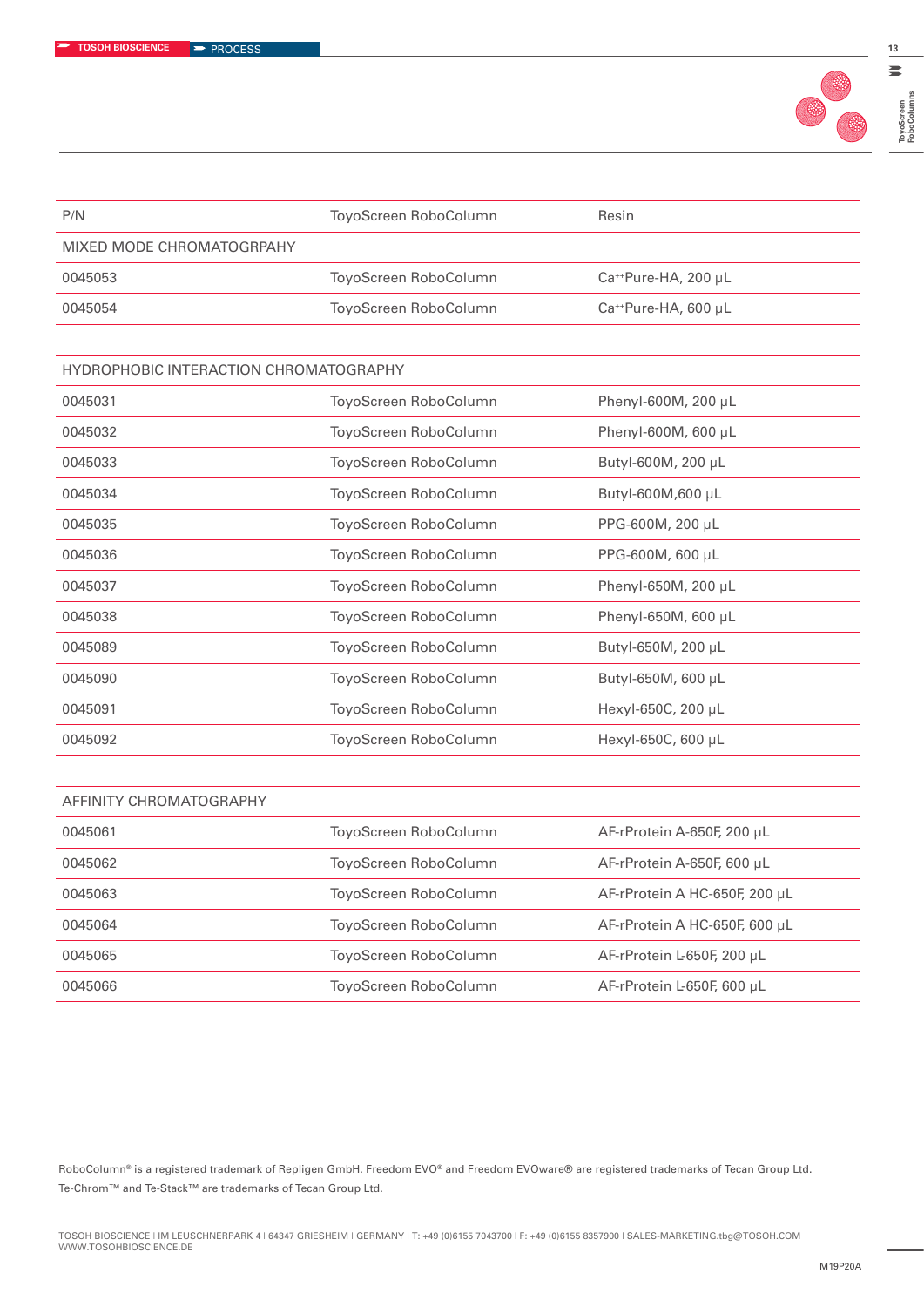| P/N | ToyoScreen RoboColumn | Resin |
|---|---|---|
| MIXED MODE CHROMATOGRPAHY | | |
| 0045053 | ToyoScreen RoboColumn | $Ca^{++}$Pure-HA, 200 µL |
| 0045054 | ToyoScreen RoboColumn | $Ca^{++}$Pure-HA, 600 µL |

| HYDROPHOBIC INTERACTION CHROMATOGRAPHY | | |
|---|---|---|
| 0045031 | ToyoScreen RoboColumn | Phenyl-600M, 200 µL |
| 0045032 | ToyoScreen RoboColumn | Phenyl-600M, 600 µL |
| 0045033 | ToyoScreen RoboColumn | Butyl-600M, 200 µL |
| 0045034 | ToyoScreen RoboColumn | Butyl-600M,600 µL |
| 0045035 | ToyoScreen RoboColumn | PPG-600M, 200 µL |
| 0045036 | ToyoScreen RoboColumn | PPG-600M, 600 µL |
| 0045037 | ToyoScreen RoboColumn | Phenyl-650M, 200 µL |
| 0045038 | ToyoScreen RoboColumn | Phenyl-650M, 600 µL |
| 0045089 | ToyoScreen RoboColumn | Butyl-650M, 200 µL |
| 0045090 | ToyoScreen RoboColumn | Butyl-650M, 600 µL |
| 0045091 | ToyoScreen RoboColumn | Hexyl-650C, 200 µL |
| 0045092 | ToyoScreen RoboColumn | Hexyl-650C, 600 µL |

| AFFINITY CHROMATOGRAPHY | | |
|---|---|---|
| 0045061 | ToyoScreen RoboColumn | AF-rProtein A-650F, 200 µL |
| 0045062 | ToyoScreen RoboColumn | AF-rProtein A-650F, 600 µL |
| 0045063 | ToyoScreen RoboColumn | AF-rProtein A HC-650F, 200 µL |
| 0045064 | ToyoScreen RoboColumn | AF-rProtein A HC-650F, 600 µL |
| 0045065 | ToyoScreen RoboColumn | AF-rProtein L-650F, 200 µL |
| 0045066 | ToyoScreen RoboColumn | AF-rProtein L-650F, 600 µL |

RoboColumn® is a registered trademark of Repligen GmbH. Freedom EVO® and Freedom EVOware® are registered trademarks of Tecan Group Ltd. Te-Chrom™ and Te-Stack™ are trademarks of Tecan Group Ltd.

TOSOH BIOSCIENCE I IM LEUSCHNERPARK 4 I 64347 GRIESHEIM I GERMANY I T: +49 (0)6155 7043700 I F: +49 (0)6155 8357900 I SALES-MARKETING.tbg@TOSOH.COM
WWW.TOSOHBIOSCIENCE.DE

M19P20A